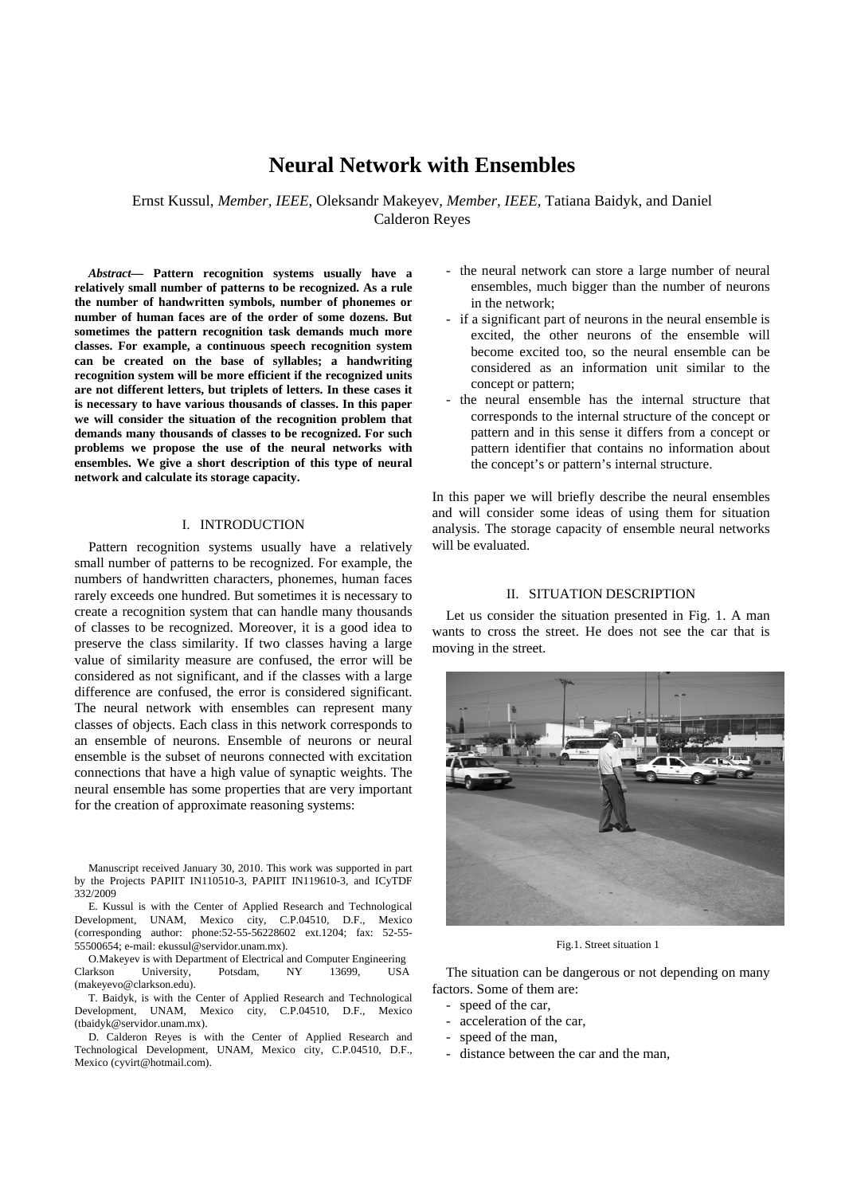# Neural Network with Ensembles

Ernst Kussul, *Member, IEEE,* Oleksandr Makeyev, *Member, IEEE,* Tatiana Baidyk, and Daniel Calderon Reyes

***Abstract*— Pattern recognition systems usually have a relatively small number of patterns to be recognized. As a rule the number of handwritten symbols, number of phonemes or number of human faces are of the order of some dozens. But sometimes the pattern recognition task demands much more classes. For example, a continuous speech recognition system can be created on the base of syllables; a handwriting recognition system will be more efficient if the recognized units are not different letters, but triplets of letters. In these cases it is necessary to have various thousands of classes. In this paper we will consider the situation of the recognition problem that demands many thousands of classes to be recognized. For such problems we propose the use of the neural networks with ensembles. We give a short description of this type of neural network and calculate its storage capacity.**

## I. INTRODUCTION

Pattern recognition systems usually have a relatively small number of patterns to be recognized. For example, the numbers of handwritten characters, phonemes, human faces rarely exceeds one hundred. But sometimes it is necessary to create a recognition system that can handle many thousands of classes to be recognized. Moreover, it is a good idea to preserve the class similarity. If two classes having a large value of similarity measure are confused, the error will be considered as not significant, and if the classes with a large difference are confused, the error is considered significant. The neural network with ensembles can represent many classes of objects. Each class in this network corresponds to an ensemble of neurons. Ensemble of neurons or neural ensemble is the subset of neurons connected with excitation connections that have a high value of synaptic weights. The neural ensemble has some properties that are very important for the creation of approximate reasoning systems:

- the neural network can store a large number of neural ensembles, much bigger than the number of neurons in the network;
- if a significant part of neurons in the neural ensemble is excited, the other neurons of the ensemble will become excited too, so the neural ensemble can be considered as an information unit similar to the concept or pattern;
- the neural ensemble has the internal structure that corresponds to the internal structure of the concept or pattern and in this sense it differs from a concept or pattern identifier that contains no information about the concept's or pattern's internal structure.

In this paper we will briefly describe the neural ensembles and will consider some ideas of using them for situation analysis. The storage capacity of ensemble neural networks will be evaluated.

## II. SITUATION DESCRIPTION

Let us consider the situation presented in Fig. 1. A man wants to cross the street. He does not see the car that is moving in the street.

Fig.1. Street situation 1

The situation can be dangerous or not depending on many factors. Some of them are:

- speed of the car,
- acceleration of the car,
- speed of the man,
- distance between the car and the man,

---

Manuscript received January 30, 2010. This work was supported in part by the Projects PAPIIT IN110510-3, PAPIIT IN119610-3, and ICyTDF 332/2009

E. Kussul is with the Center of Applied Research and Technological Development, UNAM, Mexico city, C.P.04510, D.F., Mexico (corresponding author: phone:52-55-56228602 ext.1204; fax: 52-55-55500654; e-mail: ekussul@servidor.unam.mx).

O.Makeyev is with Department of Electrical and Computer Engineering Clarkson University, Potsdam, NY 13699, USA (makeyevo@clarkson.edu).

T. Baidyk, is with the Center of Applied Research and Technological Development, UNAM, Mexico city, C.P.04510, D.F., Mexico (tbaidyk@servidor.unam.mx).

D. Calderon Reyes is with the Center of Applied Research and Technological Development, UNAM, Mexico city, C.P.04510, D.F., Mexico (cyvirt@hotmail.com).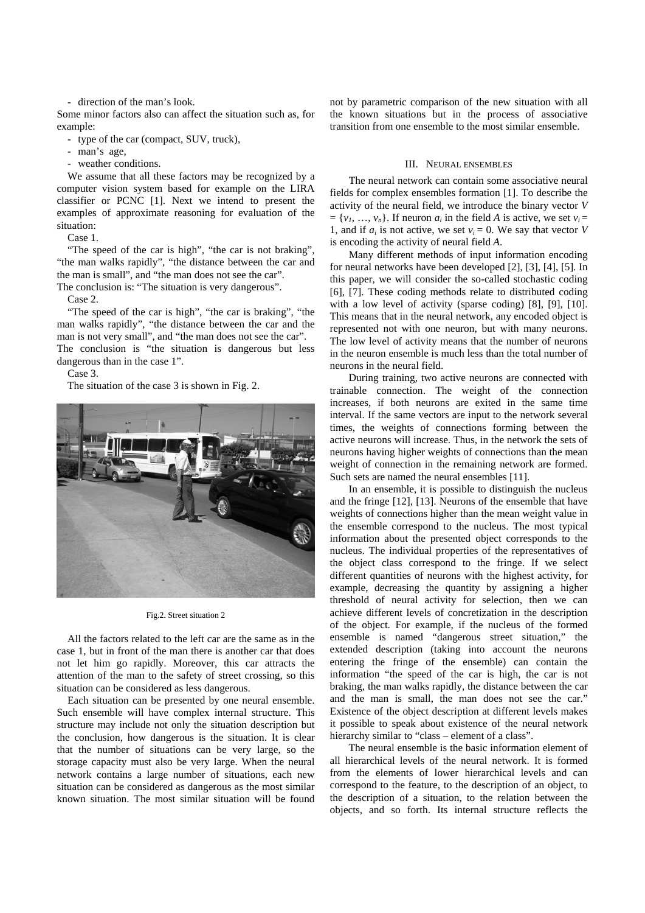- direction of the man's look.

Some minor factors also can affect the situation such as, for example:

- type of the car (compact, SUV, truck),
- man's age,
- weather conditions.

We assume that all these factors may be recognized by a computer vision system based for example on the LIRA classifier or PCNC [1]. Next we intend to present the examples of approximate reasoning for evaluation of the situation:

Case 1.

"The speed of the car is high", "the car is not braking", "the man walks rapidly", "the distance between the car and the man is small", and "the man does not see the car".

The conclusion is: "The situation is very dangerous".

Case 2.

"The speed of the car is high", "the car is braking", "the man walks rapidly", "the distance between the car and the man is not very small", and "the man does not see the car".

The conclusion is "the situation is dangerous but less dangerous than in the case 1".

Case 3.

The situation of the case 3 is shown in Fig. 2.

Fig.2. Street situation 2

All the factors related to the left car are the same as in the case 1, but in front of the man there is another car that does not let him go rapidly. Moreover, this car attracts the attention of the man to the safety of street crossing, so this situation can be considered as less dangerous.

Each situation can be presented by one neural ensemble. Such ensemble will have complex internal structure. This structure may include not only the situation description but the conclusion, how dangerous is the situation. It is clear that the number of situations can be very large, so the storage capacity must also be very large. When the neural network contains a large number of situations, each new situation can be considered as dangerous as the most similar known situation. The most similar situation will be found not by parametric comparison of the new situation with all the known situations but in the process of associative transition from one ensemble to the most similar ensemble.

## III. Neural ensembles

The neural network can contain some associative neural fields for complex ensembles formation [1]. To describe the activity of the neural field, we introduce the binary vector $V = \{v_1, \ldots, v_n\}$. If neuron $a_i$ in the field $A$ is active, we set $v_i = 1$, and if $a_i$ is not active, we set $v_i = 0$. We say that vector $V$ is encoding the activity of neural field $A$.

Many different methods of input information encoding for neural networks have been developed [2], [3], [4], [5]. In this paper, we will consider the so-called stochastic coding [6], [7]. These coding methods relate to distributed coding with a low level of activity (sparse coding) [8], [9], [10]. This means that in the neural network, any encoded object is represented not with one neuron, but with many neurons. The low level of activity means that the number of neurons in the neuron ensemble is much less than the total number of neurons in the neural field.

During training, two active neurons are connected with trainable connection. The weight of the connection increases, if both neurons are exited in the same time interval. If the same vectors are input to the network several times, the weights of connections forming between the active neurons will increase. Thus, in the network the sets of neurons having higher weights of connections than the mean weight of connection in the remaining network are formed. Such sets are named the neural ensembles [11].

In an ensemble, it is possible to distinguish the nucleus and the fringe [12], [13]. Neurons of the ensemble that have weights of connections higher than the mean weight value in the ensemble correspond to the nucleus. The most typical information about the presented object corresponds to the nucleus. The individual properties of the representatives of the object class correspond to the fringe. If we select different quantities of neurons with the highest activity, for example, decreasing the quantity by assigning a higher threshold of neural activity for selection, then we can achieve different levels of concretization in the description of the object. For example, if the nucleus of the formed ensemble is named "dangerous street situation," the extended description (taking into account the neurons entering the fringe of the ensemble) can contain the information "the speed of the car is high, the car is not braking, the man walks rapidly, the distance between the car and the man is small, the man does not see the car." Existence of the object description at different levels makes it possible to speak about existence of the neural network hierarchy similar to "class – element of a class".

The neural ensemble is the basic information element of all hierarchical levels of the neural network. It is formed from the elements of lower hierarchical levels and can correspond to the feature, to the description of an object, to the description of a situation, to the relation between the objects, and so forth. Its internal structure reflects the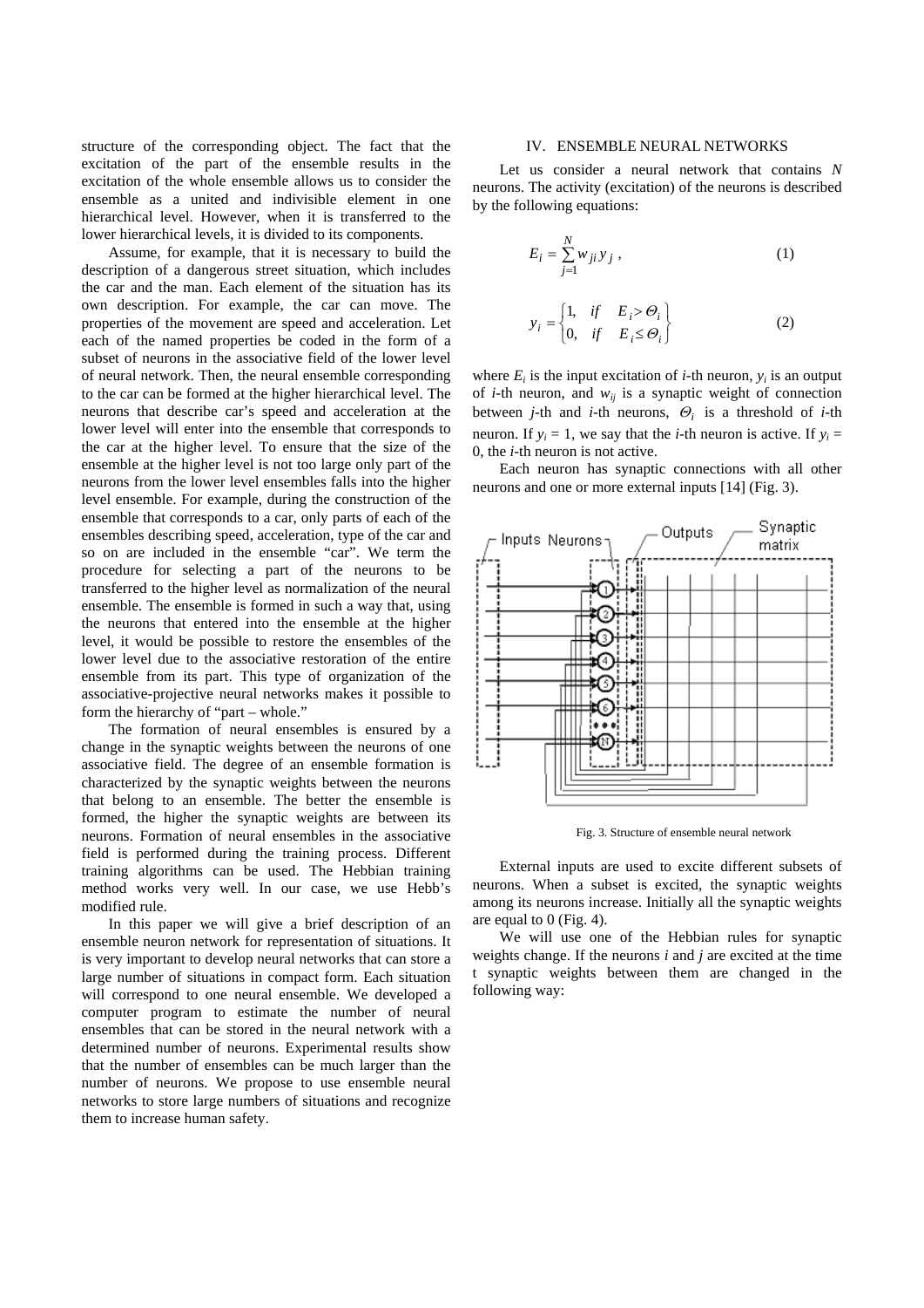structure of the corresponding object. The fact that the excitation of the part of the ensemble results in the excitation of the whole ensemble allows us to consider the ensemble as a united and indivisible element in one hierarchical level. However, when it is transferred to the lower hierarchical levels, it is divided to its components.

Assume, for example, that it is necessary to build the description of a dangerous street situation, which includes the car and the man. Each element of the situation has its own description. For example, the car can move. The properties of the movement are speed and acceleration. Let each of the named properties be coded in the form of a subset of neurons in the associative field of the lower level of neural network. Then, the neural ensemble corresponding to the car can be formed at the higher hierarchical level. The neurons that describe car's speed and acceleration at the lower level will enter into the ensemble that corresponds to the car at the higher level. To ensure that the size of the ensemble at the higher level is not too large only part of the neurons from the lower level ensembles falls into the higher level ensemble. For example, during the construction of the ensemble that corresponds to a car, only parts of each of the ensembles describing speed, acceleration, type of the car and so on are included in the ensemble "car". We term the procedure for selecting a part of the neurons to be transferred to the higher level as normalization of the neural ensemble. The ensemble is formed in such a way that, using the neurons that entered into the ensemble at the higher level, it would be possible to restore the ensembles of the lower level due to the associative restoration of the entire ensemble from its part. This type of organization of the associative-projective neural networks makes it possible to form the hierarchy of "part – whole."

The formation of neural ensembles is ensured by a change in the synaptic weights between the neurons of one associative field. The degree of an ensemble formation is characterized by the synaptic weights between the neurons that belong to an ensemble. The better the ensemble is formed, the higher the synaptic weights are between its neurons. Formation of neural ensembles in the associative field is performed during the training process. Different training algorithms can be used. The Hebbian training method works very well. In our case, we use Hebb's modified rule.

In this paper we will give a brief description of an ensemble neuron network for representation of situations. It is very important to develop neural networks that can store a large number of situations in compact form. Each situation will correspond to one neural ensemble. We developed a computer program to estimate the number of neural ensembles that can be stored in the neural network with a determined number of neurons. Experimental results show that the number of ensembles can be much larger than the number of neurons. We propose to use ensemble neural networks to store large numbers of situations and recognize them to increase human safety.

## IV. ENSEMBLE NEURAL NETWORKS

Let us consider a neural network that contains $N$ neurons. The activity (excitation) of the neurons is described by the following equations:

$$E_i = \sum_{j=1}^{N} w_{ji} y_j \, , \tag{1}$$

$$y_i = \begin{cases} 1, & if \quad E_i > \Theta_i \\ 0, & if \quad E_i \le \Theta_i \end{cases} \tag{2}$$

where $E_i$ is the input excitation of $i$-th neuron, $y_i$ is an output of $i$-th neuron, and $w_{ij}$ is a synaptic weight of connection between $j$-th and $i$-th neurons, $\Theta_i$ is a threshold of $i$-th neuron. If $y_i = 1$, we say that the $i$-th neuron is active. If $y_i = 0$, the $i$-th neuron is not active.

Each neuron has synaptic connections with all other neurons and one or more external inputs [14] (Fig. 3).

Inputs Neurons Outputs Synaptic matrix

Fig. 3. Structure of ensemble neural network

External inputs are used to excite different subsets of neurons. When a subset is excited, the synaptic weights among its neurons increase. Initially all the synaptic weights are equal to 0 (Fig. 4).

We will use one of the Hebbian rules for synaptic weights change. If the neurons $i$ and $j$ are excited at the time t synaptic weights between them are changed in the following way: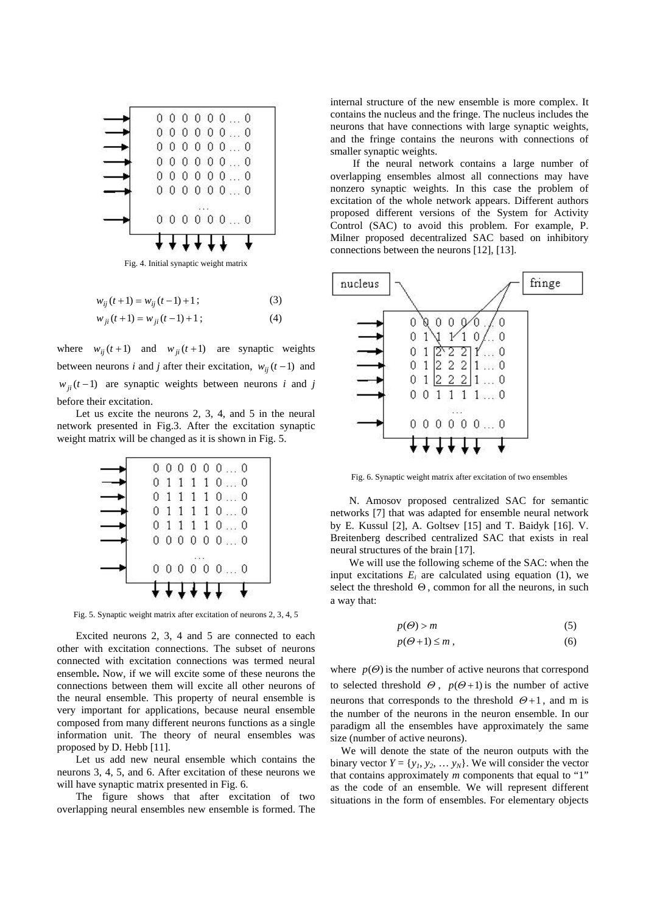0 0 0 0 0 0 … 0
0 0 0 0 0 0 … 0
0 0 0 0 0 0 … 0
0 0 0 0 0 0 … 0
0 0 0 0 0 0 … 0
0 0 0 0 0 0 … 0
…
0 0 0 0 0 0 … 0

Fig. 4. Initial synaptic weight matrix

$$w_{ij}(t+1) = w_{ij}(t-1) + 1\,; \tag{3}$$

$$w_{ji}(t+1) = w_{ji}(t-1) + 1\,; \tag{4}$$

where $w_{ij}(t+1)$ and $w_{ji}(t+1)$ are synaptic weights between neurons *i* and *j* after their excitation, $w_{ij}(t-1)$ and $w_{ji}(t-1)$ are synaptic weights between neurons *i* and *j* before their excitation.

Let us excite the neurons 2, 3, 4, and 5 in the neural network presented in Fig.3. After the excitation synaptic weight matrix will be changed as it is shown in Fig. 5.

0 0 0 0 0 0 … 0
0 1 1 1 1 0 … 0
0 1 1 1 1 0 … 0
0 1 1 1 1 0 … 0
0 1 1 1 1 0 … 0
0 0 0 0 0 0 … 0
…
0 0 0 0 0 0 … 0

Fig. 5. Synaptic weight matrix after excitation of neurons 2, 3, 4, 5

Excited neurons 2, 3, 4 and 5 are connected to each other with excitation connections. The subset of neurons connected with excitation connections was termed neural ensemble**.** Now, if we will excite some of these neurons the connections between them will excite all other neurons of the neural ensemble. This property of neural ensemble is very important for applications, because neural ensemble composed from many different neurons functions as a single information unit. The theory of neural ensembles was proposed by D. Hebb [11].

Let us add new neural ensemble which contains the neurons 3, 4, 5, and 6. After excitation of these neurons we will have synaptic matrix presented in Fig. 6.

The figure shows that after excitation of two overlapping neural ensembles new ensemble is formed. The internal structure of the new ensemble is more complex. It contains the nucleus and the fringe. The nucleus includes the neurons that have connections with large synaptic weights, and the fringe contains the neurons with connections of smaller synaptic weights.

If the neural network contains a large number of overlapping ensembles almost all connections may have nonzero synaptic weights. In this case the problem of excitation of the whole network appears. Different authors proposed different versions of the System for Activity Control (SAC) to avoid this problem. For example, P. Milner proposed decentralized SAC based on inhibitory connections between the neurons [12], [13].

nucleus
fringe

0 0 0 0 0 0 … 0
0 1 1 1 1 0 … 0
0 1 2 2 2 1 … 0
0 1 2 2 2 1 … 0
0 1 2 2 2 1 … 0
0 0 1 1 1 1 … 0
…
0 0 0 0 0 0 … 0

Fig. 6. Synaptic weight matrix after excitation of two ensembles

N. Amosov proposed centralized SAC for semantic networks [7] that was adapted for ensemble neural network by E. Kussul [2], A. Goltsev [15] and T. Baidyk [16]. V. Breitenberg described centralized SAC that exists in real neural structures of the brain [17].

We will use the following scheme of the SAC: when the input excitations $E_i$ are calculated using equation (1), we select the threshold $\Theta$, common for all the neurons, in such a way that:

$$p(\Theta) > m \tag{5}$$

$$p(\Theta + 1) \le m\,, \tag{6}$$

where $p(\Theta)$ is the number of active neurons that correspond to selected threshold $\Theta$, $p(\Theta+1)$ is the number of active neurons that corresponds to the threshold $\Theta+1$, and m is the number of the neurons in the neuron ensemble. In our paradigm all the ensembles have approximately the same size (number of active neurons).

We will denote the state of the neuron outputs with the binary vector $Y = \{y_1, y_2, \ldots y_N\}$. We will consider the vector that contains approximately *m* components that equal to "1" as the code of an ensemble. We will represent different situations in the form of ensembles. For elementary objects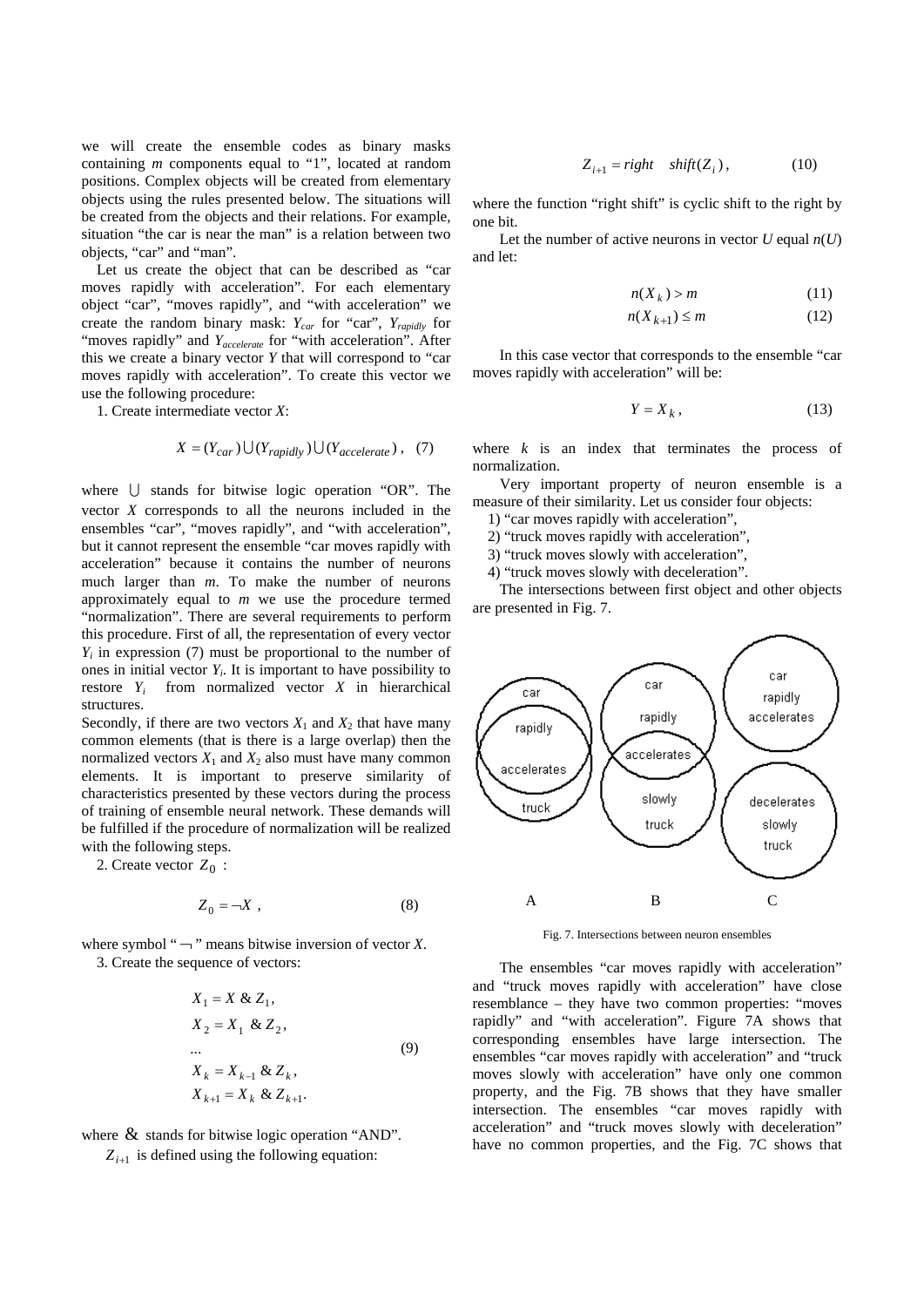we will create the ensemble codes as binary masks containing *m* components equal to "1", located at random positions. Complex objects will be created from elementary objects using the rules presented below. The situations will be created from the objects and their relations. For example, situation "the car is near the man" is a relation between two objects, "car" and "man".

Let us create the object that can be described as "car moves rapidly with acceleration". For each elementary object "car", "moves rapidly", and "with acceleration" we create the random binary mask: $Y_{car}$ for "car", $Y_{rapidly}$ for "moves rapidly" and $Y_{accelerate}$ for "with acceleration". After this we create a binary vector *Y* that will correspond to "car moves rapidly with acceleration". To create this vector we use the following procedure:

1. Create intermediate vector *X*:

$$X = (Y_{car}) \bigcup (Y_{rapidly}) \bigcup (Y_{accelerate}), \quad (7)$$

where $\bigcup$ stands for bitwise logic operation "OR". The vector *X* corresponds to all the neurons included in the ensembles "car", "moves rapidly", and "with acceleration", but it cannot represent the ensemble "car moves rapidly with acceleration" because it contains the number of neurons much larger than *m*. To make the number of neurons approximately equal to *m* we use the procedure termed "normalization". There are several requirements to perform this procedure. First of all, the representation of every vector $Y_i$ in expression (7) must be proportional to the number of ones in initial vector $Y_i$. It is important to have possibility to restore $Y_i$ from normalized vector *X* in hierarchical structures.

Secondly, if there are two vectors $X_1$ and $X_2$ that have many common elements (that is there is a large overlap) then the normalized vectors $X_1$ and $X_2$ also must have many common elements. It is important to preserve similarity of characteristics presented by these vectors during the process of training of ensemble neural network. These demands will be fulfilled if the procedure of normalization will be realized with the following steps.

2. Create vector $Z_0$ :

$$Z_0 = \neg X \;, \quad (8)$$

where symbol "$\neg$" means bitwise inversion of vector *X*.

3. Create the sequence of vectors:

$$\begin{aligned} X_1 &= X \;\&\; Z_1, \\ X_2 &= X_1 \;\&\; Z_2, \\ &\ldots \\ X_k &= X_{k-1} \;\&\; Z_k, \\ X_{k+1} &= X_k \;\&\; Z_{k+1}. \end{aligned} \quad (9)$$

where $\&$ stands for bitwise logic operation "AND".

$Z_{i+1}$ is defined using the following equation:

$$Z_{i+1} = right \quad shift(Z_i), \quad (10)$$

where the function "right shift" is cyclic shift to the right by one bit.

Let the number of active neurons in vector *U* equal $n(U)$ and let:

$$n(X_k) > m \quad (11)$$

$$n(X_{k+1}) \le m \quad (12)$$

In this case vector that corresponds to the ensemble "car moves rapidly with acceleration" will be:

$$Y = X_k, \quad (13)$$

where *k* is an index that terminates the process of normalization.

Very important property of neuron ensemble is a measure of their similarity. Let us consider four objects:

1) "car moves rapidly with acceleration",
2) "truck moves rapidly with acceleration",
3) "truck moves slowly with acceleration",
4) "truck moves slowly with deceleration".

The intersections between first object and other objects are presented in Fig. 7.

Fig. 7. Intersections between neuron ensembles

The ensembles "car moves rapidly with acceleration" and "truck moves rapidly with acceleration" have close resemblance – they have two common properties: "moves rapidly" and "with acceleration". Figure 7A shows that corresponding ensembles have large intersection. The ensembles "car moves rapidly with acceleration" and "truck moves slowly with acceleration" have only one common property, and the Fig. 7B shows that they have smaller intersection. The ensembles "car moves rapidly with acceleration" and "truck moves slowly with deceleration" have no common properties, and the Fig. 7C shows that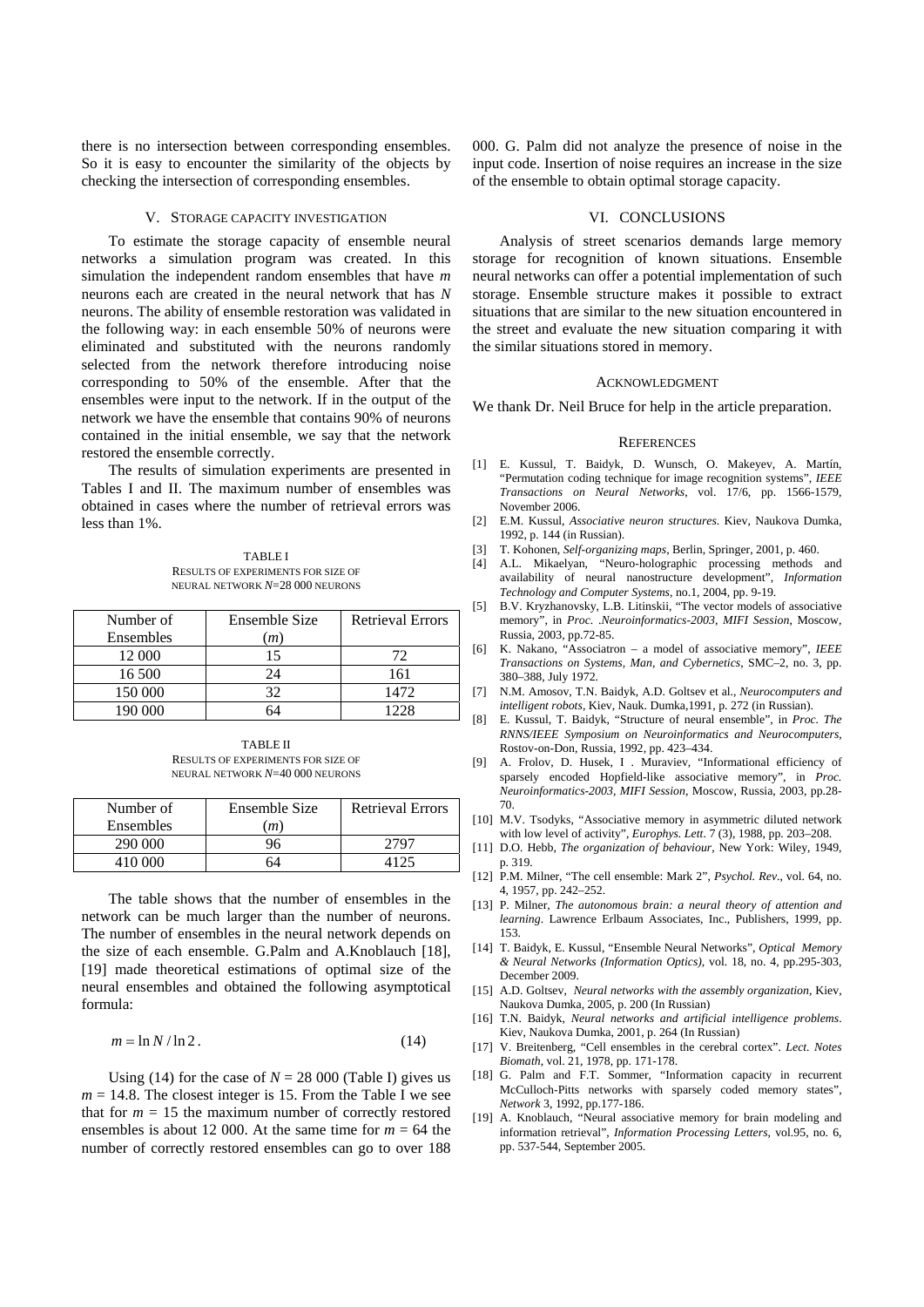there is no intersection between corresponding ensembles. So it is easy to encounter the similarity of the objects by checking the intersection of corresponding ensembles.

## V. STORAGE CAPACITY INVESTIGATION

To estimate the storage capacity of ensemble neural networks a simulation program was created. In this simulation the independent random ensembles that have $m$ neurons each are created in the neural network that has $N$ neurons. The ability of ensemble restoration was validated in the following way: in each ensemble 50% of neurons were eliminated and substituted with the neurons randomly selected from the network therefore introducing noise corresponding to 50% of the ensemble. After that the ensembles were input to the network. If in the output of the network we have the ensemble that contains 90% of neurons contained in the initial ensemble, we say that the network restored the ensemble correctly.

The results of simulation experiments are presented in Tables I and II. The maximum number of ensembles was obtained in cases where the number of retrieval errors was less than 1%.

TABLE I
RESULTS OF EXPERIMENTS FOR SIZE OF NEURAL NETWORK $N$=28 000 NEURONS

| Number of Ensembles | Ensemble Size ($m$) | Retrieval Errors |
|---|---|---|
| 12 000 | 15 | 72 |
| 16 500 | 24 | 161 |
| 150 000 | 32 | 1472 |
| 190 000 | 64 | 1228 |

TABLE II
RESULTS OF EXPERIMENTS FOR SIZE OF NEURAL NETWORK $N$=40 000 NEURONS

| Number of Ensembles | Ensemble Size ($m$) | Retrieval Errors |
|---|---|---|
| 290 000 | 96 | 2797 |
| 410 000 | 64 | 4125 |

The table shows that the number of ensembles in the network can be much larger than the number of neurons. The number of ensembles in the neural network depends on the size of each ensemble. G.Palm and A.Knoblauch [18], [19] made theoretical estimations of optimal size of the neural ensembles and obtained the following asymptotical formula:

$$m = \ln N / \ln 2\,. \qquad (14)$$

Using (14) for the case of $N$ = 28 000 (Table I) gives us $m$ = 14.8. The closest integer is 15. From the Table I we see that for $m$ = 15 the maximum number of correctly restored ensembles is about 12 000. At the same time for $m$ = 64 the number of correctly restored ensembles can go to over 188 000. G. Palm did not analyze the presence of noise in the input code. Insertion of noise requires an increase in the size of the ensemble to obtain optimal storage capacity.

## VI. CONCLUSIONS

Analysis of street scenarios demands large memory storage for recognition of known situations. Ensemble neural networks can offer a potential implementation of such storage. Ensemble structure makes it possible to extract situations that are similar to the new situation encountered in the street and evaluate the new situation comparing it with the similar situations stored in memory.

## ACKNOWLEDGMENT

We thank Dr. Neil Bruce for help in the article preparation.

## REFERENCES

[1] E. Kussul, T. Baidyk, D. Wunsch, O. Makeyev, A. Martín, "Permutation coding technique for image recognition systems", *IEEE Transactions on Neural Networks*, vol. 17/6, pp. 1566-1579, November 2006.

[2] E.M. Kussul, *Associative neuron structures*. Kiev, Naukova Dumka, 1992, p. 144 (in Russian).

[3] T. Kohonen, *Self-organizing maps*, Berlin, Springer, 2001, p. 460.

[4] A.L. Mikaelyan, "Neuro-holographic processing methods and availability of neural nanostructure development", *Information Technology and Computer Systems*, no.1, 2004, pp. 9-19.

[5] B.V. Kryzhanovsky, L.B. Litinskii, "The vector models of associative memory", in *Proc. .Neuroinformatics-2003, MIFI Session*, Moscow, Russia, 2003, pp.72-85.

[6] K. Nakano, "Associatron – a model of associative memory", *IEEE Transactions on Systems, Man, and Cybernetics*, SMC–2, no. 3, pp. 380–388, July 1972.

[7] N.M. Amosov, T.N. Baidyk, A.D. Goltsev et al., *Neurocomputers and intelligent robots*, Kiev, Nauk. Dumka,1991, p. 272 (in Russian).

[8] E. Kussul, T. Baidyk, "Structure of neural ensemble", in *Proc. The RNNS/IEEE Symposium on Neuroinformatics and Neurocomputers*, Rostov-on-Don, Russia, 1992, pp. 423–434.

[9] A. Frolov, D. Husek, I . Muraviev, "Informational efficiency of sparsely encoded Hopfield-like associative memory", in *Proc. Neuroinformatics-2003, MIFI Session*, Moscow, Russia, 2003, pp.28-70.

[10] M.V. Tsodyks, "Associative memory in asymmetric diluted network with low level of activity", *Europhys. Lett*. 7 (3), 1988, pp. 203–208.

[11] D.O. Hebb, *The organization of behaviour*, New York: Wiley, 1949, p. 319.

[12] P.M. Milner, "The cell ensemble: Mark 2", *Psychol. Rev*., vol. 64, no. 4, 1957, pp. 242–252.

[13] P. Milner, *The autonomous brain: a neural theory of attention and learning*. Lawrence Erlbaum Associates, Inc., Publishers, 1999, pp. 153.

[14] T. Baidyk, E. Kussul, "Ensemble Neural Networks", *Optical Memory & Neural Networks (Information Optics)*, vol. 18, no. 4, pp.295-303, December 2009.

[15] A.D. Goltsev, *Neural networks with the assembly organization*, Kiev, Naukova Dumka, 2005, p. 200 (In Russian)

[16] T.N. Baidyk, *Neural networks and artificial intelligence problems*. Kiev, Naukova Dumka, 2001, p. 264 (In Russian)

[17] V. Breitenberg, "Cell ensembles in the cerebral cortex". *Lect. Notes Biomath*, vol. 21, 1978, pp. 171-178.

[18] G. Palm and F.T. Sommer, "Information capacity in recurrent McCulloch-Pitts networks with sparsely coded memory states", *Network* 3, 1992, pp.177-186.

[19] A. Knoblauch, "Neural associative memory for brain modeling and information retrieval", *Information Processing Letters*, vol.95, no. 6, pp. 537-544, September 2005.